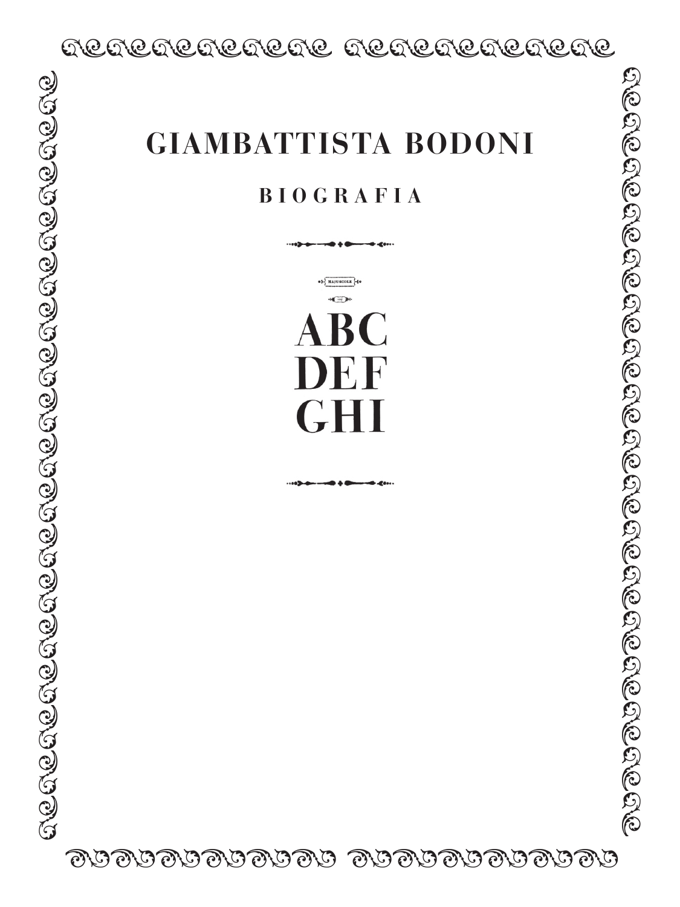# GIAMBATTISTA BODONI

## BIOGRAFIA

MAJUSCOLE

ABC
DEF
GHI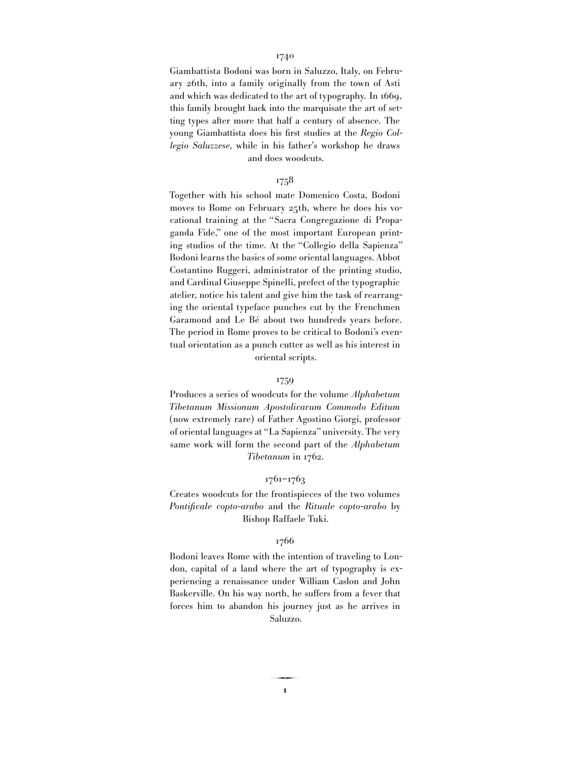### 1740

Giambattista Bodoni was born in Saluzzo, Italy, on February 26th, into a family originally from the town of Asti and which was dedicated to the art of typography. In 1669, this family brought back into the marquisate the art of setting types after more that half a century of absence. The young Giambattista does his first studies at the *Regio Collegio Saluzzese*, while in his father's workshop he draws and does woodcuts.

### 1758

Together with his school mate Domenico Costa, Bodoni moves to Rome on February 25th, where he does his vocational training at the "Sacra Congregazione di Propaganda Fide," one of the most important European printing studios of the time. At the "Collegio della Sapienza" Bodoni learns the basics of some oriental languages. Abbot Costantino Ruggeri, administrator of the printing studio, and Cardinal Giuseppe Spinelli, prefect of the typographic atelier, notice his talent and give him the task of rearranging the oriental typeface punches cut by the Frenchmen Garamond and Le Bé about two hundreds years before. The period in Rome proves to be critical to Bodoni's eventual orientation as a punch cutter as well as his interest in oriental scripts.

### 1759

Produces a series of woodcuts for the volume *Alphabetum Tibetanum Missionum Apostolicarum Commodo Editum* (now extremely rare) of Father Agostino Giorgi, professor of oriental languages at "La Sapienza" university. The very same work will form the second part of the *Alphabetum Tibetanum* in 1762.

### 1761–1763

Creates woodcuts for the frontispieces of the two volumes *Pontificale copto-arabo* and the *Rituale copto-arabo* by Bishop Raffaele Tuki.

### 1766

Bodoni leaves Rome with the intention of traveling to London, capital of a land where the art of typography is experiencing a renaissance under William Caslon and John Baskerville. On his way north, he suffers from a fever that forces him to abandon his journey just as he arrives in Saluzzo.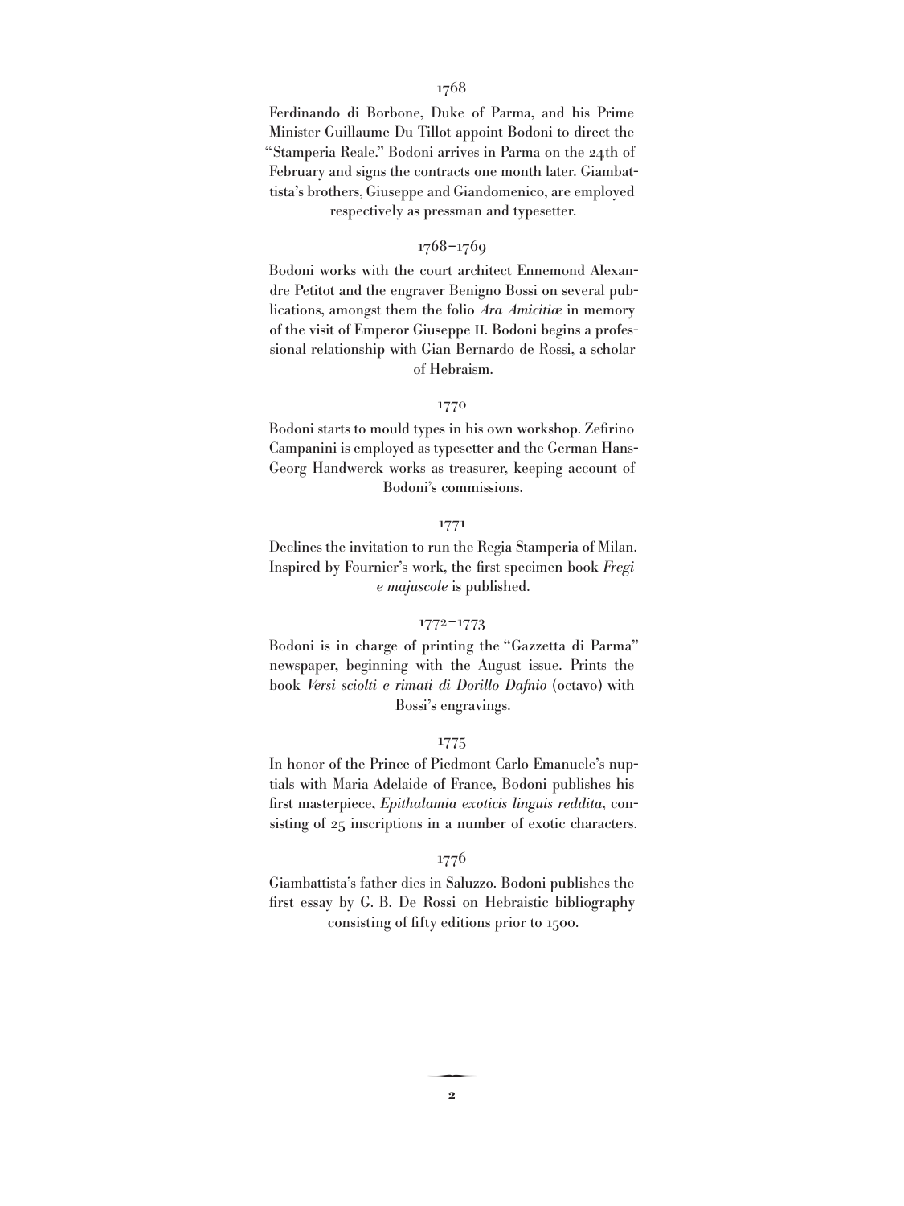### 1768

Ferdinando di Borbone, Duke of Parma, and his Prime Minister Guillaume Du Tillot appoint Bodoni to direct the "Stamperia Reale." Bodoni arrives in Parma on the 24th of February and signs the contracts one month later. Giambattista's brothers, Giuseppe and Giandomenico, are employed respectively as pressman and typesetter.

### 1768–1769

Bodoni works with the court architect Ennemond Alexandre Petitot and the engraver Benigno Bossi on several publications, amongst them the folio *Ara Amicitiæ* in memory of the visit of Emperor Giuseppe II. Bodoni begins a professional relationship with Gian Bernardo de Rossi, a scholar of Hebraism.

### 1770

Bodoni starts to mould types in his own workshop. Zefirino Campanini is employed as typesetter and the German Hans-Georg Handwerck works as treasurer, keeping account of Bodoni's commissions.

### 1771

Declines the invitation to run the Regia Stamperia of Milan. Inspired by Fournier's work, the first specimen book *Fregi e majuscole* is published.

### 1772–1773

Bodoni is in charge of printing the "Gazzetta di Parma" newspaper, beginning with the August issue. Prints the book *Versi sciolti e rimati di Dorillo Dafnio* (octavo) with Bossi's engravings.

### 1775

In honor of the Prince of Piedmont Carlo Emanuele's nuptials with Maria Adelaide of France, Bodoni publishes his first masterpiece, *Epithalamia exoticis linguis reddita*, consisting of 25 inscriptions in a number of exotic characters.

### 1776

Giambattista's father dies in Saluzzo. Bodoni publishes the first essay by G. B. De Rossi on Hebraistic bibliography consisting of fifty editions prior to 1500.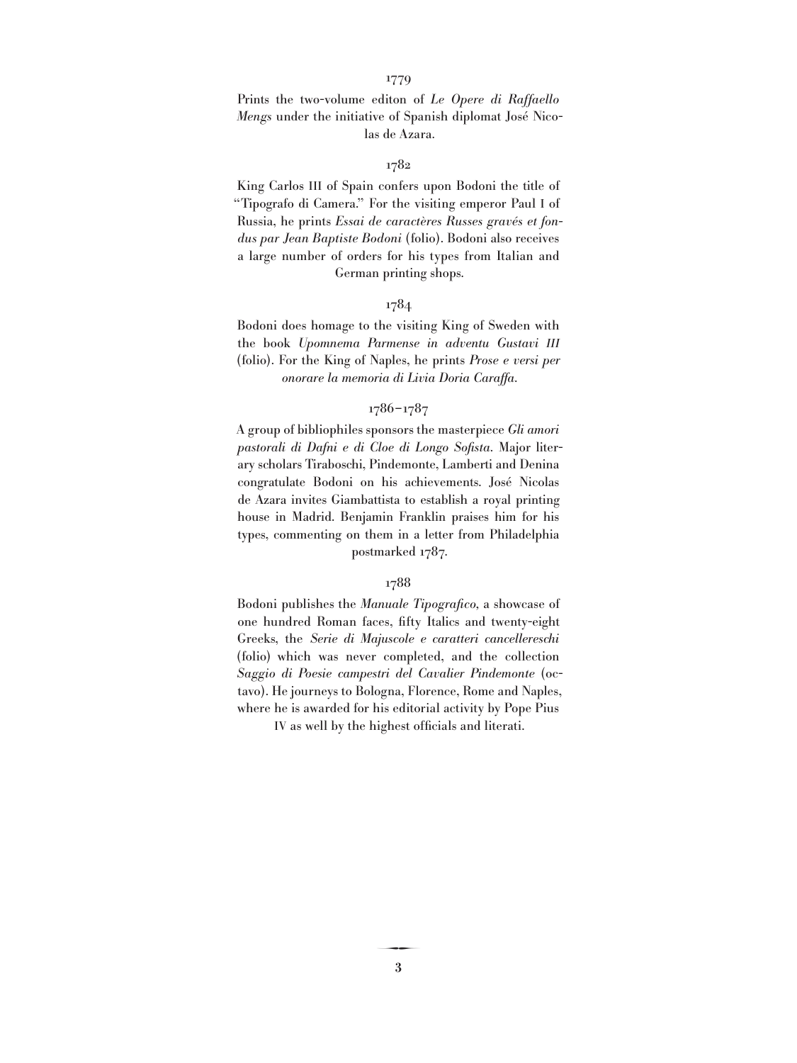## 1779

Prints the two-volume editon of *Le Opere di Raffaello Mengs* under the initiative of Spanish diplomat José Nicolas de Azara.

## 1782

King Carlos III of Spain confers upon Bodoni the title of "Tipografo di Camera." For the visiting emperor Paul I of Russia, he prints *Essai de caractères Russes gravés et fondus par Jean Baptiste Bodoni* (folio). Bodoni also receives a large number of orders for his types from Italian and German printing shops.

## 1784

Bodoni does homage to the visiting King of Sweden with the book *Upomnema Parmense in adventu Gustavi III* (folio). For the King of Naples, he prints *Prose e versi per onorare la memoria di Livia Doria Caraffa.*

## 1786–1787

A group of bibliophiles sponsors the masterpiece *Gli amori pastorali di Dafni e di Cloe di Longo Sofista.* Major literary scholars Tiraboschi, Pindemonte, Lamberti and Denina congratulate Bodoni on his achievements. José Nicolas de Azara invites Giambattista to establish a royal printing house in Madrid. Benjamin Franklin praises him for his types, commenting on them in a letter from Philadelphia postmarked 1787.

## 1788

Bodoni publishes the *Manuale Tipografico,* a showcase of one hundred Roman faces, fifty Italics and twenty-eight Greeks, the *Serie di Majuscole e caratteri cancellereschi* (folio) which was never completed, and the collection *Saggio di Poesie campestri del Cavalier Pindemonte* (octavo). He journeys to Bologna, Florence, Rome and Naples, where he is awarded for his editorial activity by Pope Pius IV as well by the highest officials and literati.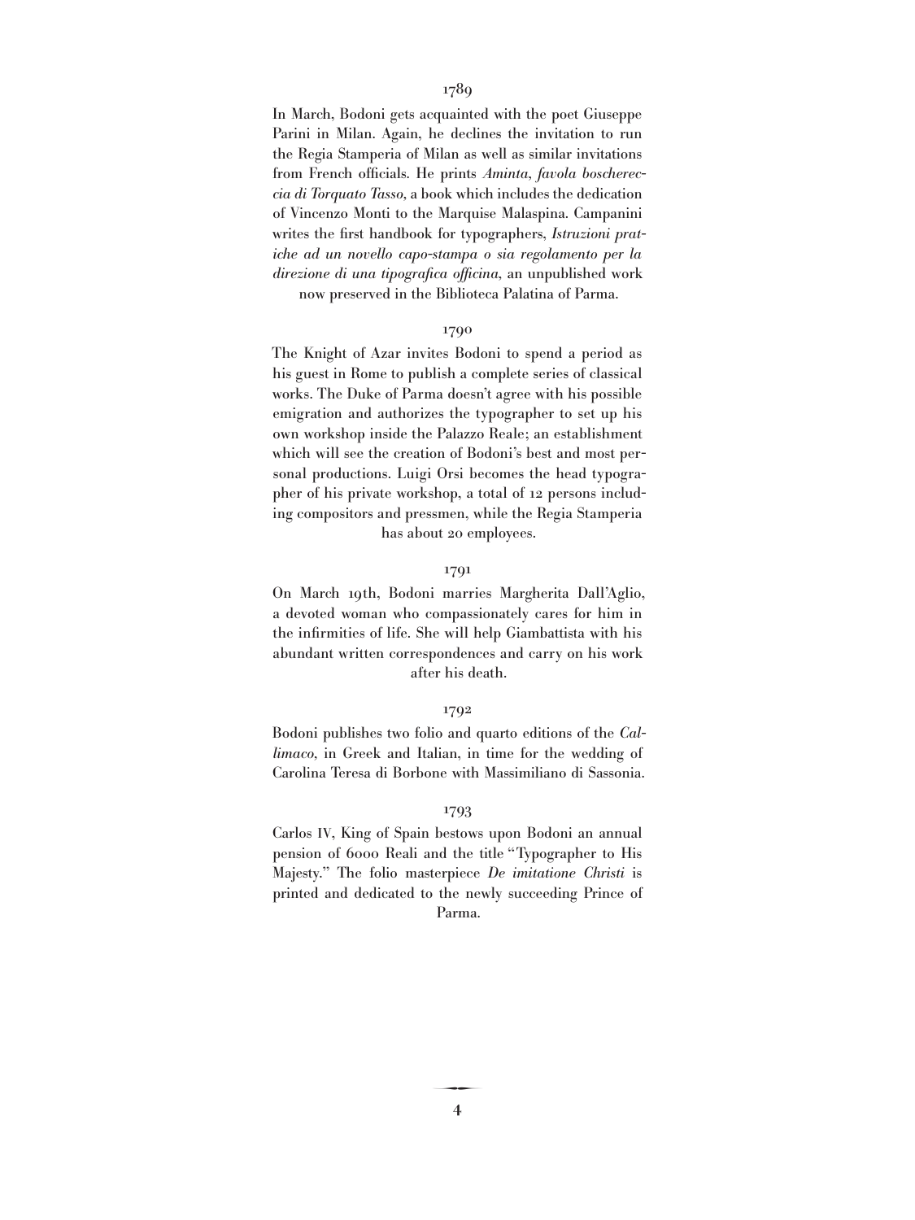## 1789

In March, Bodoni gets acquainted with the poet Giuseppe Parini in Milan. Again, he declines the invitation to run the Regia Stamperia of Milan as well as similar invitations from French officials. He prints *Aminta, favola boscherec-cia di Torquato Tasso*, a book which includes the dedication of Vincenzo Monti to the Marquise Malaspina. Campanini writes the first handbook for typographers, *Istruzioni prat-iche ad un novello capo-stampa o sia regolamento per la direzione di una tipografica officina*, an unpublished work now preserved in the Biblioteca Palatina of Parma.

## 1790

The Knight of Azar invites Bodoni to spend a period as his guest in Rome to publish a complete series of classical works. The Duke of Parma doesn't agree with his possible emigration and authorizes the typographer to set up his own workshop inside the Palazzo Reale; an establishment which will see the creation of Bodoni's best and most personal productions. Luigi Orsi becomes the head typographer of his private workshop, a total of 12 persons including compositors and pressmen, while the Regia Stamperia has about 20 employees.

## 1791

On March 19th, Bodoni marries Margherita Dall'Aglio, a devoted woman who compassionately cares for him in the infirmities of life. She will help Giambattista with his abundant written correspondences and carry on his work after his death.

## 1792

Bodoni publishes two folio and quarto editions of the *Callimaco*, in Greek and Italian, in time for the wedding of Carolina Teresa di Borbone with Massimiliano di Sassonia.

## 1793

Carlos IV, King of Spain bestows upon Bodoni an annual pension of 6000 Reali and the title "Typographer to His Majesty." The folio masterpiece *De imitatione Christi* is printed and dedicated to the newly succeeding Prince of Parma.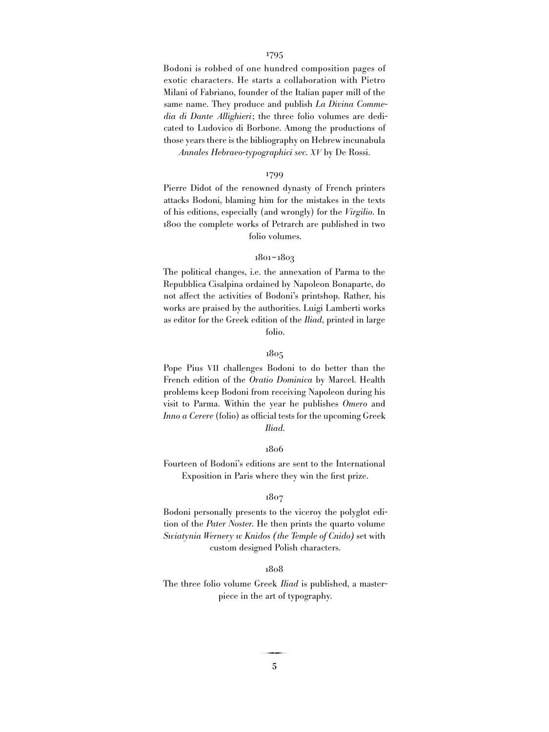### 1795

Bodoni is robbed of one hundred composition pages of exotic characters. He starts a collaboration with Pietro Milani of Fabriano, founder of the Italian paper mill of the same name. They produce and publish *La Divina Commedia di Dante Allighieri*; the three folio volumes are dedicated to Ludovico di Borbone. Among the productions of those years there is the bibliography on Hebrew incunabula *Annales Hebraeo-typographici sec. XV* by De Rossi.

### 1799

Pierre Didot of the renowned dynasty of French printers attacks Bodoni, blaming him for the mistakes in the texts of his editions, especially (and wrongly) for the *Virgilio*. In 1800 the complete works of Petrarch are published in two folio volumes.

### 1801–1803

The political changes, i.e. the annexation of Parma to the Repubblica Cisalpina ordained by Napoleon Bonaparte, do not affect the activities of Bodoni's printshop. Rather, his works are praised by the authorities. Luigi Lamberti works as editor for the Greek edition of the *Iliad*, printed in large folio.

### 1805

Pope Pius VII challenges Bodoni to do better than the French edition of the *Oratio Dominica* by Marcel. Health problems keep Bodoni from receiving Napoleon during his visit to Parma. Within the year he publishes *Omero* and *Inno a Cerere* (folio) as official tests for the upcoming Greek *Iliad*.

### 1806

Fourteen of Bodoni's editions are sent to the International Exposition in Paris where they win the first prize.

### 1807

Bodoni personally presents to the viceroy the polyglot edition of the *Pater Noster*. He then prints the quarto volume *Swiatynia Wernery w Knidos (the Temple of Cnido)* set with custom designed Polish characters.

### 1808

The three folio volume Greek *Iliad* is published, a masterpiece in the art of typography.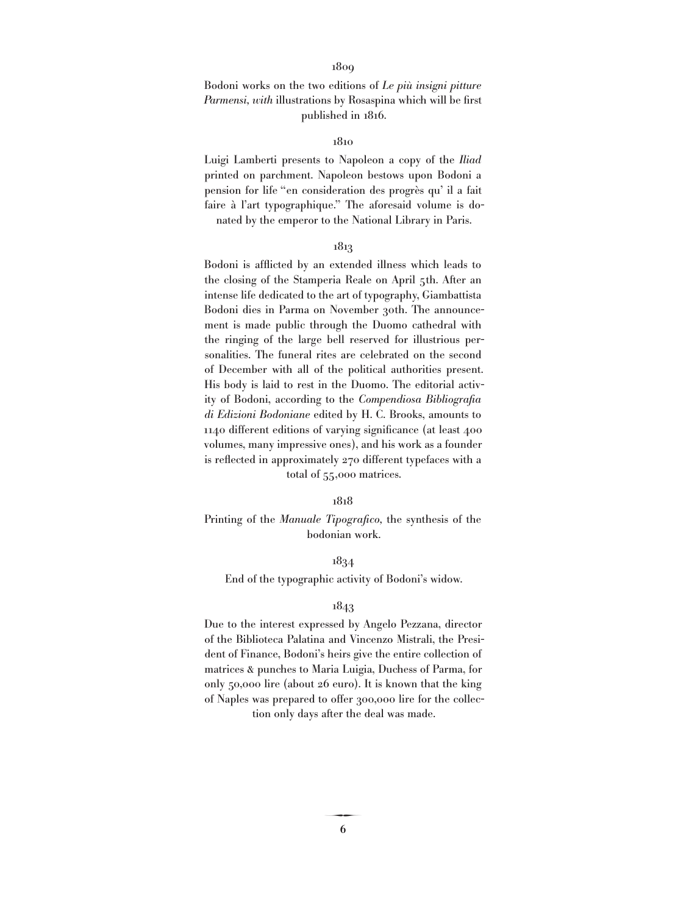1809

Bodoni works on the two editions of *Le più insigni pitture Parmensi, with* illustrations by Rosaspina which will be first published in 1816.

1810

Luigi Lamberti presents to Napoleon a copy of the *Iliad* printed on parchment. Napoleon bestows upon Bodoni a pension for life "en consideration des progrès qu' il a fait faire à l'art typographique." The aforesaid volume is donated by the emperor to the National Library in Paris.

1813

Bodoni is afflicted by an extended illness which leads to the closing of the Stamperia Reale on April 5th. After an intense life dedicated to the art of typography, Giambattista Bodoni dies in Parma on November 30th. The announcement is made public through the Duomo cathedral with the ringing of the large bell reserved for illustrious personalities. The funeral rites are celebrated on the second of December with all of the political authorities present. His body is laid to rest in the Duomo. The editorial activity of Bodoni, according to the *Compendiosa Bibliografia di Edizioni Bodoniane* edited by H. C. Brooks, amounts to 1140 different editions of varying significance (at least 400 volumes, many impressive ones), and his work as a founder is reflected in approximately 270 different typefaces with a total of 55,000 matrices.

1818

Printing of the *Manuale Tipografico*, the synthesis of the bodonian work.

1834

End of the typographic activity of Bodoni's widow.

1843

Due to the interest expressed by Angelo Pezzana, director of the Biblioteca Palatina and Vincenzo Mistrali, the President of Finance, Bodoni's heirs give the entire collection of matrices & punches to Maria Luigia, Duchess of Parma, for only 50,000 lire (about 26 euro). It is known that the king of Naples was prepared to offer 300,000 lire for the collection only days after the deal was made.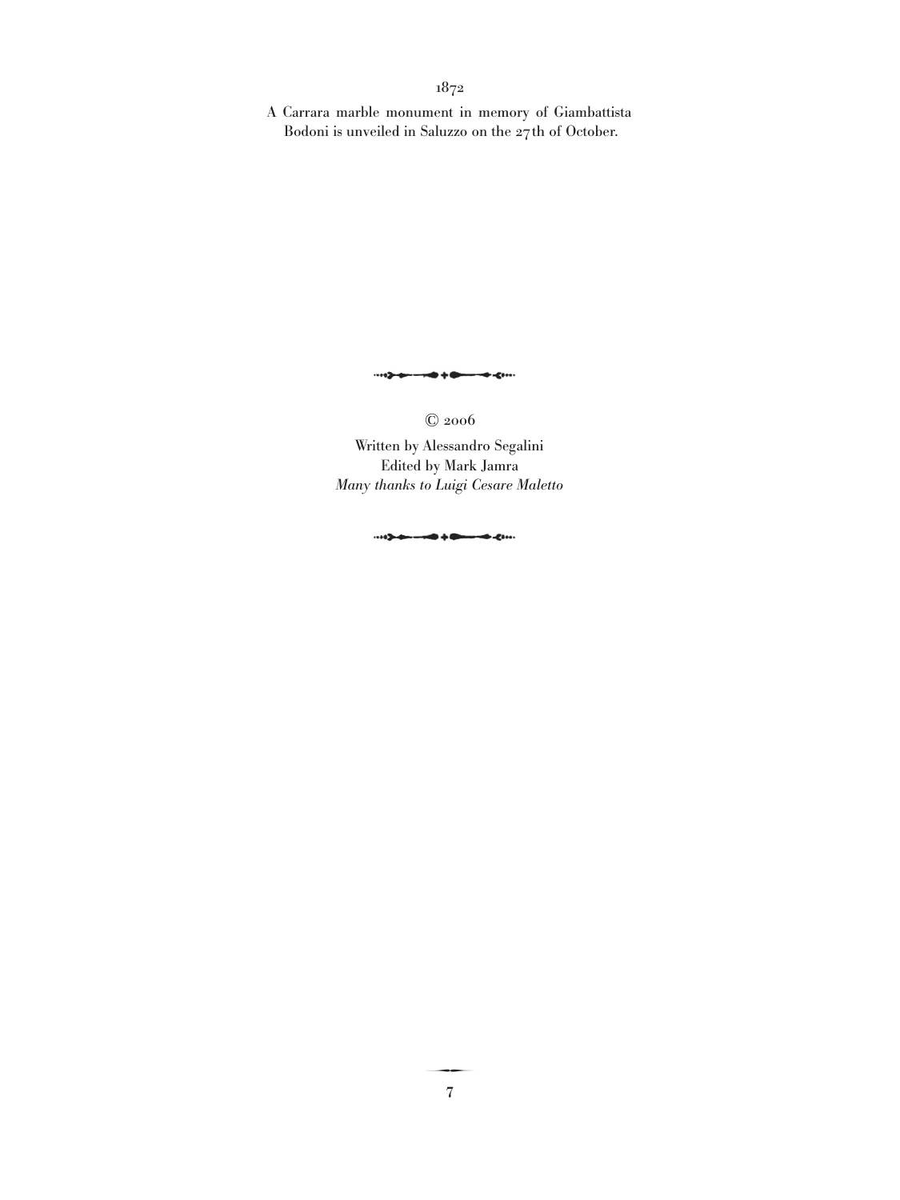1872

A Carrara marble monument in memory of Giambattista Bodoni is unveiled in Saluzzo on the 27th of October.

© 2006

Written by Alessandro Segalini
Edited by Mark Jamra
*Many thanks to Luigi Cesare Maletto*